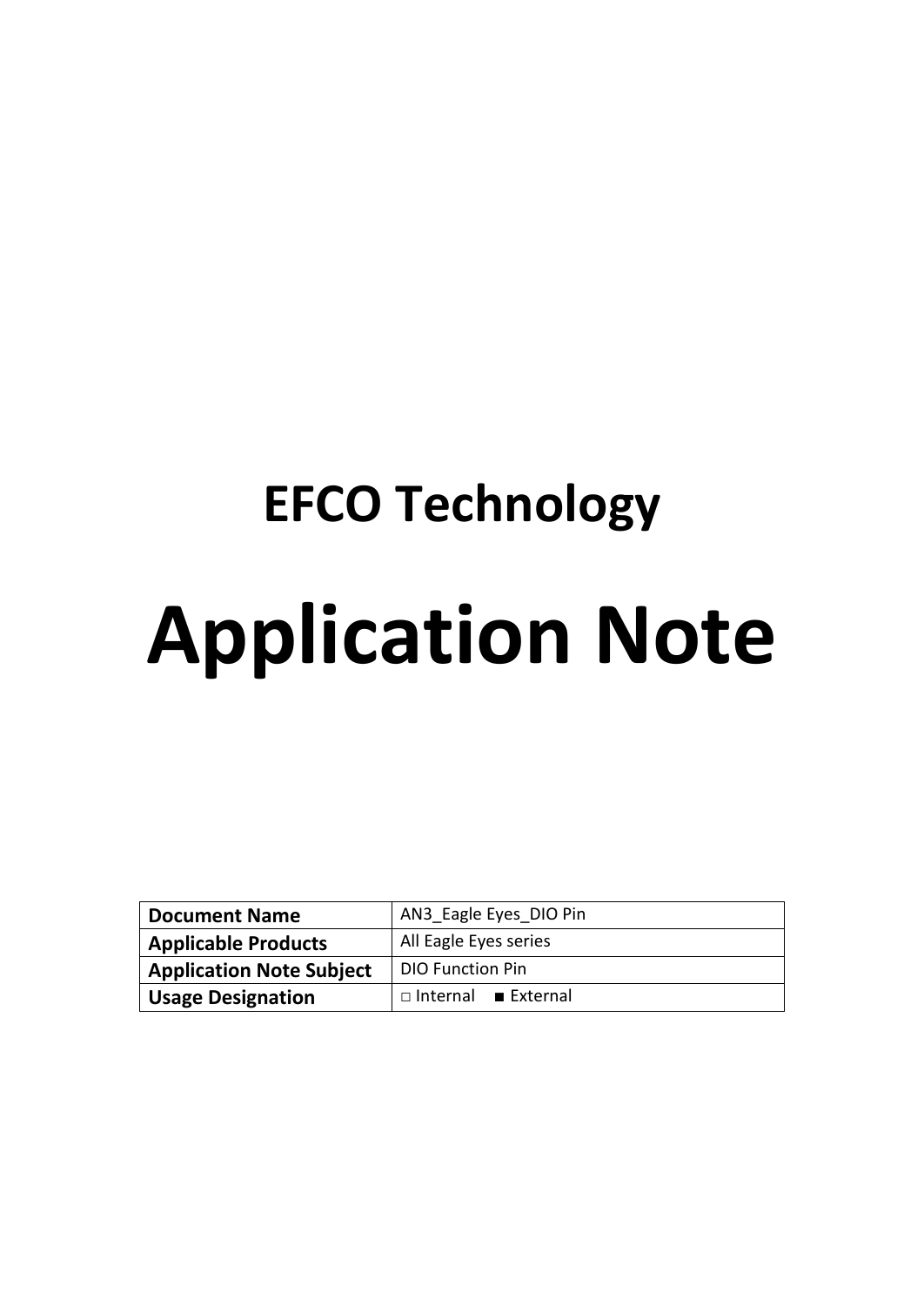# EFCO Technology

# Application Note

| Document Name | AN3_Eagle Eyes_DIO Pin |
| --- | --- |
| Applicable Products | All Eagle Eyes series |
| Application Note Subject | DIO Function Pin |
| Usage Designation | □ Internal ■ External |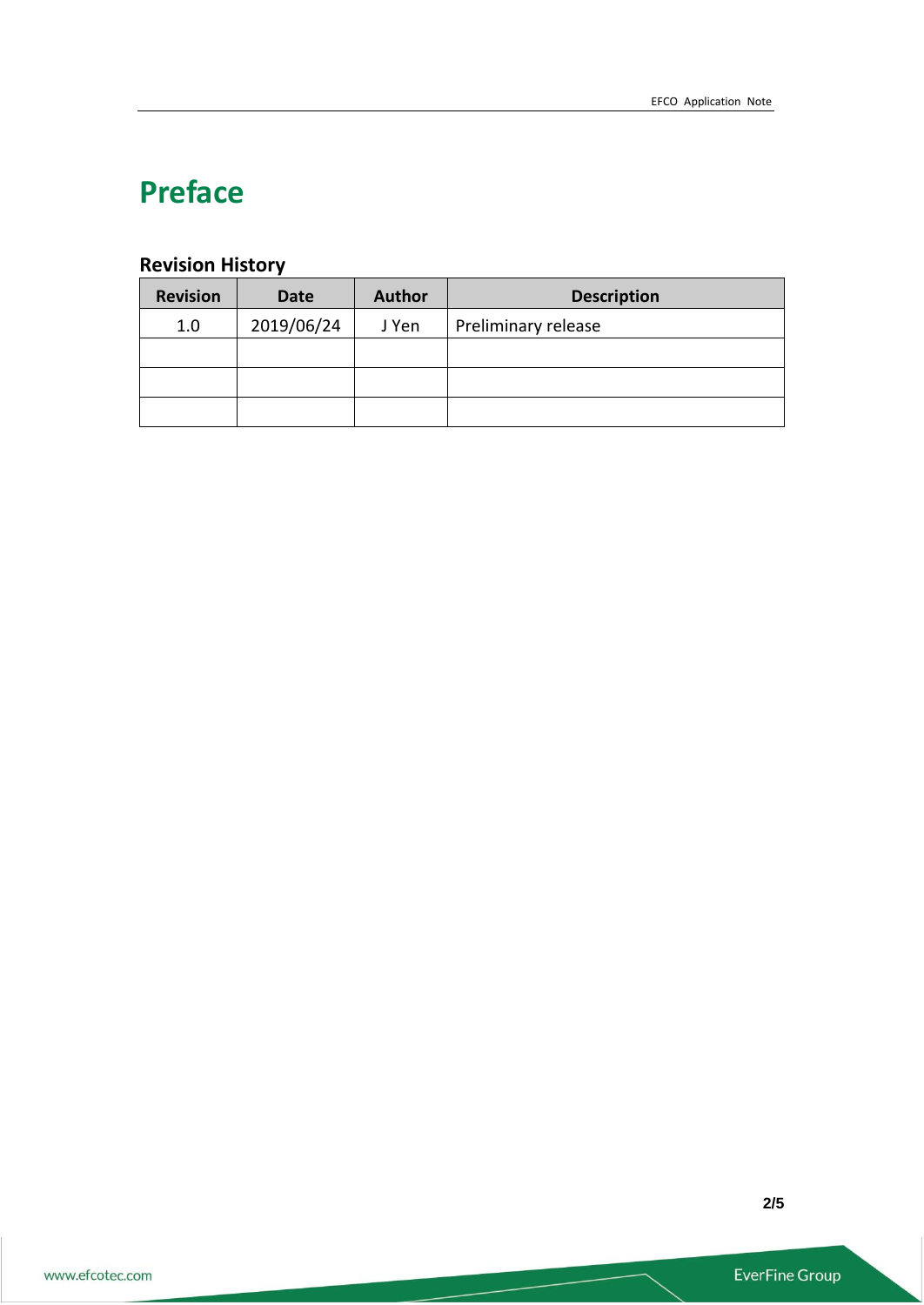# Preface

## Revision History

| Revision | Date | Author | Description |
|---|---|---|---|
| 1.0 | 2019/06/24 | J Yen | Preliminary release |
| | | | |
| | | | |
| | | | |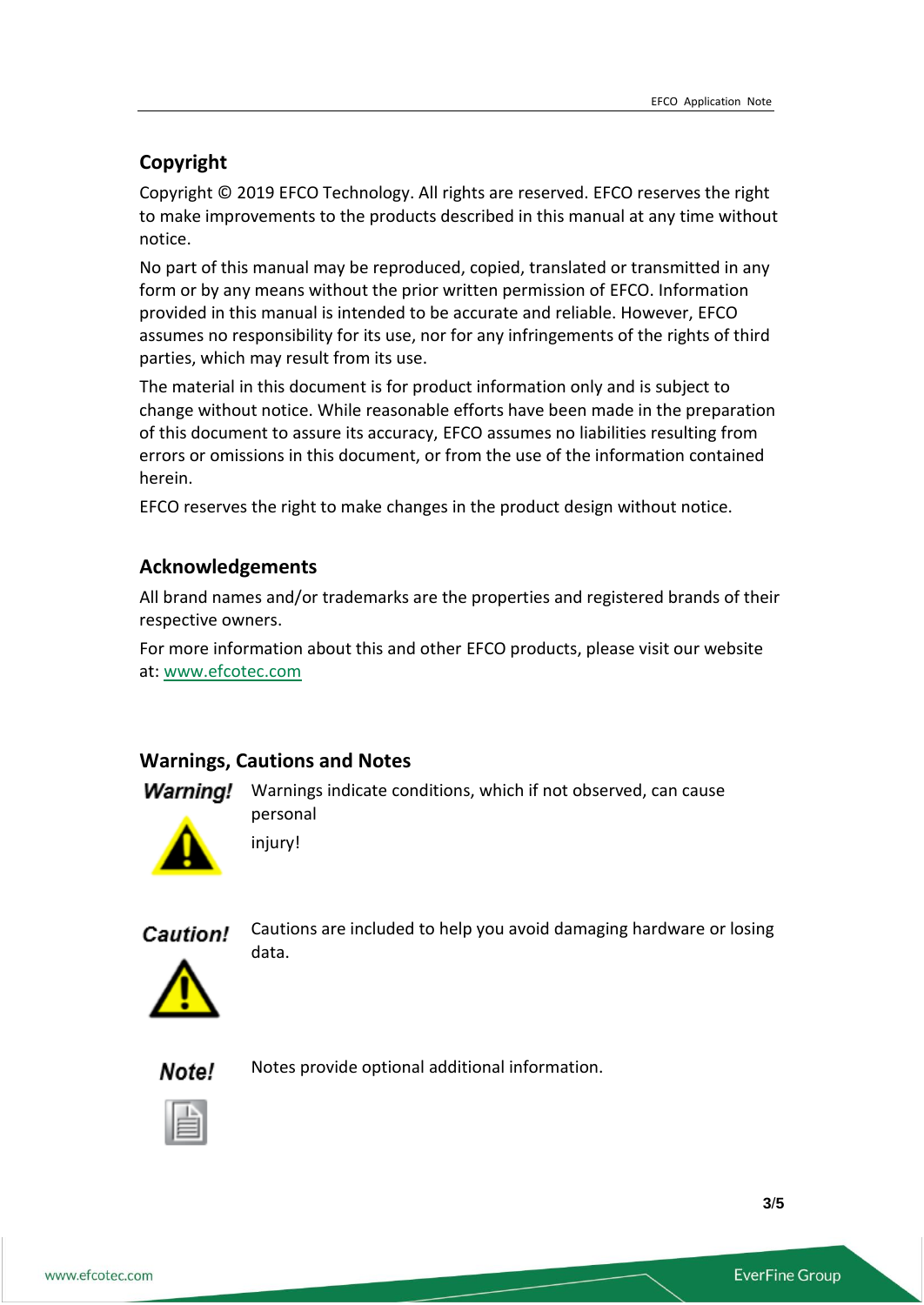## Copyright

Copyright © 2019 EFCO Technology. All rights are reserved. EFCO reserves the right to make improvements to the products described in this manual at any time without notice.

No part of this manual may be reproduced, copied, translated or transmitted in any form or by any means without the prior written permission of EFCO. Information provided in this manual is intended to be accurate and reliable. However, EFCO assumes no responsibility for its use, nor for any infringements of the rights of third parties, which may result from its use.

The material in this document is for product information only and is subject to change without notice. While reasonable efforts have been made in the preparation of this document to assure its accuracy, EFCO assumes no liabilities resulting from errors or omissions in this document, or from the use of the information contained herein.

EFCO reserves the right to make changes in the product design without notice.

## Acknowledgements

All brand names and/or trademarks are the properties and registered brands of their respective owners.

For more information about this and other EFCO products, please visit our website at: www.efcotec.com

## Warnings, Cautions and Notes

**Warning!** Warnings indicate conditions, which if not observed, can cause personal injury!

**Caution!** Cautions are included to help you avoid damaging hardware or losing data.

**Note!** Notes provide optional additional information.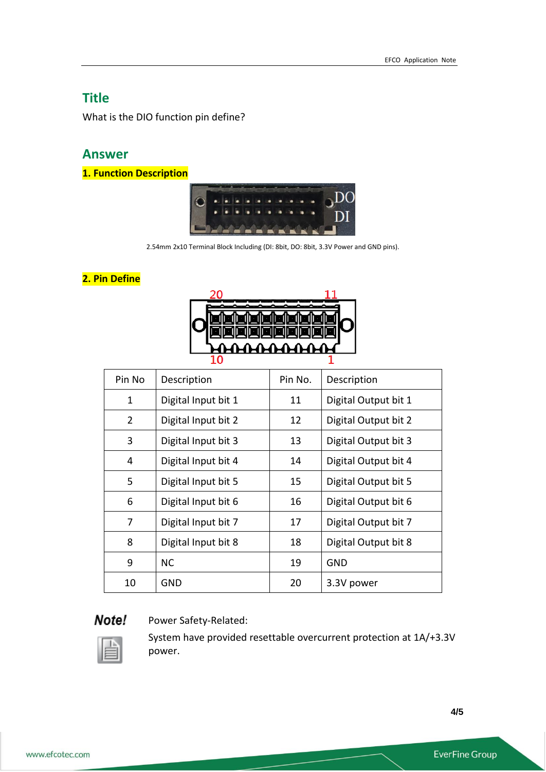## Title

What is the DIO function pin define?

## Answer

### 1. Function Description

DO

DI

2.54mm 2x10 Terminal Block Including (DI: 8bit, DO: 8bit, 3.3V Power and GND pins).

### 2. Pin Define

20 11

10 1

| Pin No | Description | Pin No. | Description |
|---|---|---|---|
| 1 | Digital Input bit 1 | 11 | Digital Output bit 1 |
| 2 | Digital Input bit 2 | 12 | Digital Output bit 2 |
| 3 | Digital Input bit 3 | 13 | Digital Output bit 3 |
| 4 | Digital Input bit 4 | 14 | Digital Output bit 4 |
| 5 | Digital Input bit 5 | 15 | Digital Output bit 5 |
| 6 | Digital Input bit 6 | 16 | Digital Output bit 6 |
| 7 | Digital Input bit 7 | 17 | Digital Output bit 7 |
| 8 | Digital Input bit 8 | 18 | Digital Output bit 8 |
| 9 | NC | 19 | GND |
| 10 | GND | 20 | 3.3V power |

**Note!**

Power Safety-Related:

System have provided resettable overcurrent protection at 1A/+3.3V power.